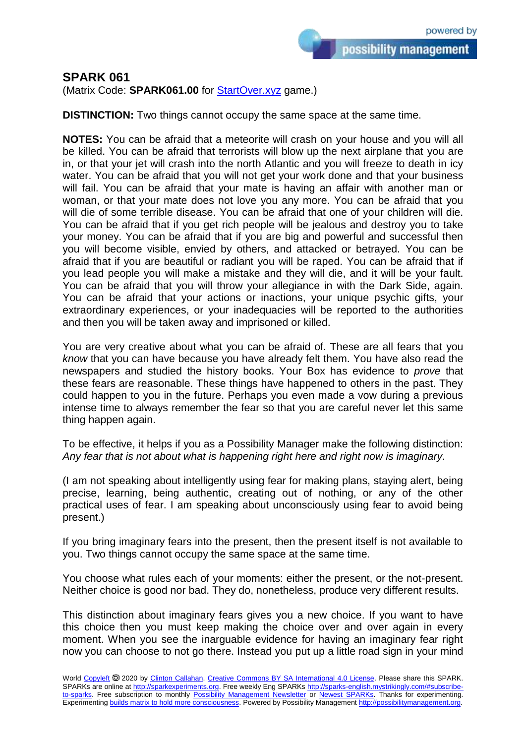## SPARK 061

(Matrix Code: **SPARK061.00** for [StartOver.xyz] game.)

**DISTINCTION:** Two things cannot occupy the same space at the same time.

**NOTES:** You can be afraid that a meteorite will crash on your house and you will all be killed. You can be afraid that terrorists will blow up the next airplane that you are in, or that your jet will crash into the north Atlantic and you will freeze to death in icy water. You can be afraid that you will not get your work done and that your business will fail. You can be afraid that your mate is having an affair with another man or woman, or that your mate does not love you any more. You can be afraid that you will die of some terrible disease. You can be afraid that one of your children will die. You can be afraid that if you get rich people will be jealous and destroy you to take your money. You can be afraid that if you are big and powerful and successful then you will become visible, envied by others, and attacked or betrayed. You can be afraid that if you are beautiful or radiant you will be raped. You can be afraid that if you lead people you will make a mistake and they will die, and it will be your fault. You can be afraid that you will throw your allegiance in with the Dark Side, again. You can be afraid that your actions or inactions, your unique psychic gifts, your extraordinary experiences, or your inadequacies will be reported to the authorities and then you will be taken away and imprisoned or killed.

You are very creative about what you can be afraid of. These are all fears that you *know* that you can have because you have already felt them. You have also read the newspapers and studied the history books. Your Box has evidence to *prove* that these fears are reasonable. These things have happened to others in the past. They could happen to you in the future. Perhaps you even made a vow during a previous intense time to always remember the fear so that you are careful never let this same thing happen again.

To be effective, it helps if you as a Possibility Manager make the following distinction: *Any fear that is not about what is happening right here and right now is imaginary.*

(I am not speaking about intelligently using fear for making plans, staying alert, being precise, learning, being authentic, creating out of nothing, or any of the other practical uses of fear. I am speaking about unconsciously using fear to avoid being present.)

If you bring imaginary fears into the present, then the present itself is not available to you. Two things cannot occupy the same space at the same time.

You choose what rules each of your moments: either the present, or the not-present. Neither choice is good nor bad. They do, nonetheless, produce very different results.

This distinction about imaginary fears gives you a new choice. If you want to have this choice then you must keep making the choice over and over again in every moment. When you see the inarguable evidence for having an imaginary fear right now you can choose to not go there. Instead you put up a little road sign in your mind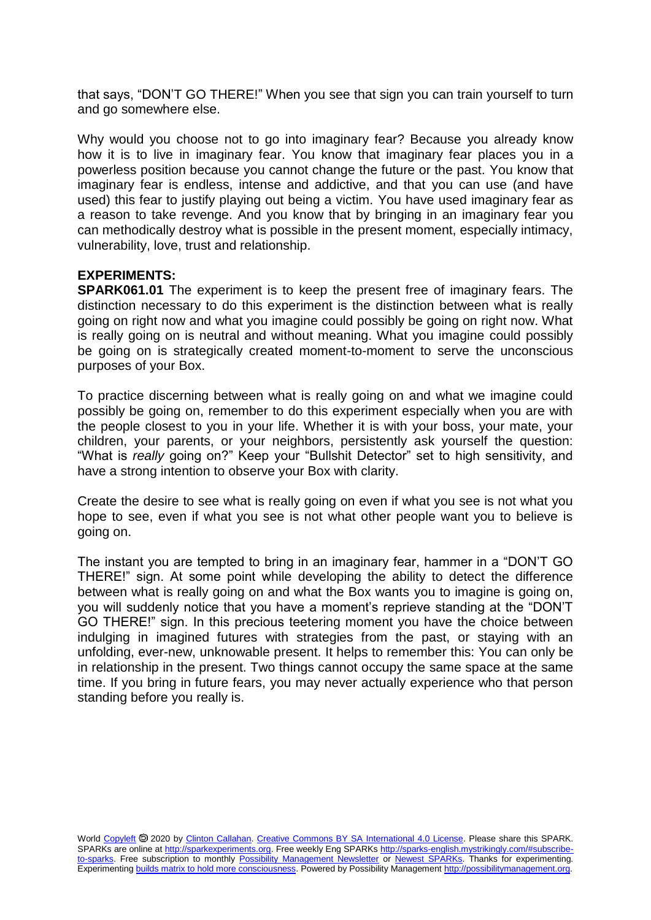that says, "DON'T GO THERE!" When you see that sign you can train yourself to turn and go somewhere else.

Why would you choose not to go into imaginary fear? Because you already know how it is to live in imaginary fear. You know that imaginary fear places you in a powerless position because you cannot change the future or the past. You know that imaginary fear is endless, intense and addictive, and that you can use (and have used) this fear to justify playing out being a victim. You have used imaginary fear as a reason to take revenge. And you know that by bringing in an imaginary fear you can methodically destroy what is possible in the present moment, especially intimacy, vulnerability, love, trust and relationship.

**EXPERIMENTS:**

**SPARK061.01** The experiment is to keep the present free of imaginary fears. The distinction necessary to do this experiment is the distinction between what is really going on right now and what you imagine could possibly be going on right now. What is really going on is neutral and without meaning. What you imagine could possibly be going on is strategically created moment-to-moment to serve the unconscious purposes of your Box.

To practice discerning between what is really going on and what we imagine could possibly be going on, remember to do this experiment especially when you are with the people closest to you in your life. Whether it is with your boss, your mate, your children, your parents, or your neighbors, persistently ask yourself the question: "What is *really* going on?" Keep your "Bullshit Detector" set to high sensitivity, and have a strong intention to observe your Box with clarity.

Create the desire to see what is really going on even if what you see is not what you hope to see, even if what you see is not what other people want you to believe is going on.

The instant you are tempted to bring in an imaginary fear, hammer in a "DON'T GO THERE!" sign. At some point while developing the ability to detect the difference between what is really going on and what the Box wants you to imagine is going on, you will suddenly notice that you have a moment's reprieve standing at the "DON'T GO THERE!" sign. In this precious teetering moment you have the choice between indulging in imagined futures with strategies from the past, or staying with an unfolding, ever-new, unknowable present. It helps to remember this: You can only be in relationship in the present. Two things cannot occupy the same space at the same time. If you bring in future fears, you may never actually experience who that person standing before you really is.